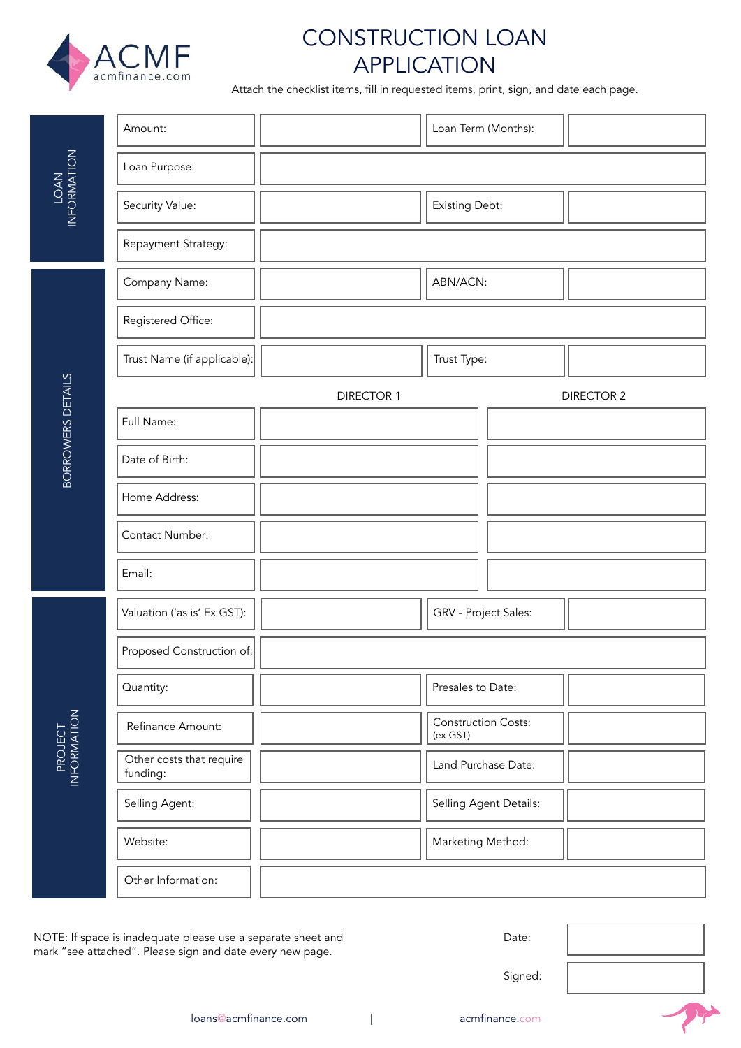ACMF
acmfinance.com

# CONSTRUCTION LOAN APPLICATION

Attach the checklist items, fill in requested items, print, sign, and date each page.

## LOAN INFORMATION

| | | | |
|---|---|---|---|
| Amount: | | Loan Term (Months): | |
| Loan Purpose: | | | |
| Security Value: | | Existing Debt: | |
| Repayment Strategy: | | | |

## BORROWERS DETAILS

| | | | |
|---|---|---|---|
| Company Name: | | ABN/ACN: | |
| Registered Office: | | | |
| Trust Name (if applicable): | | Trust Type: | |

| | DIRECTOR 1 | DIRECTOR 2 |
|---|---|---|
| Full Name: | | |
| Date of Birth: | | |
| Home Address: | | |
| Contact Number: | | |
| Email: | | |

## PROJECT INFORMATION

| | | | |
|---|---|---|---|
| Valuation ('as is' Ex GST): | | GRV - Project Sales: | |
| Proposed Construction of: | | | |
| Quantity: | | Presales to Date: | |
| Refinance Amount: | | Construction Costs: (ex GST) | |
| Other costs that require funding: | | Land Purchase Date: | |
| Selling Agent: | | Selling Agent Details: | |
| Website: | | Marketing Method: | |
| Other Information: | | | |

NOTE: If space is inadequate please use a separate sheet and mark "see attached". Please sign and date every new page.

Date:

Signed:

loans@acmfinance.com | acmfinance.com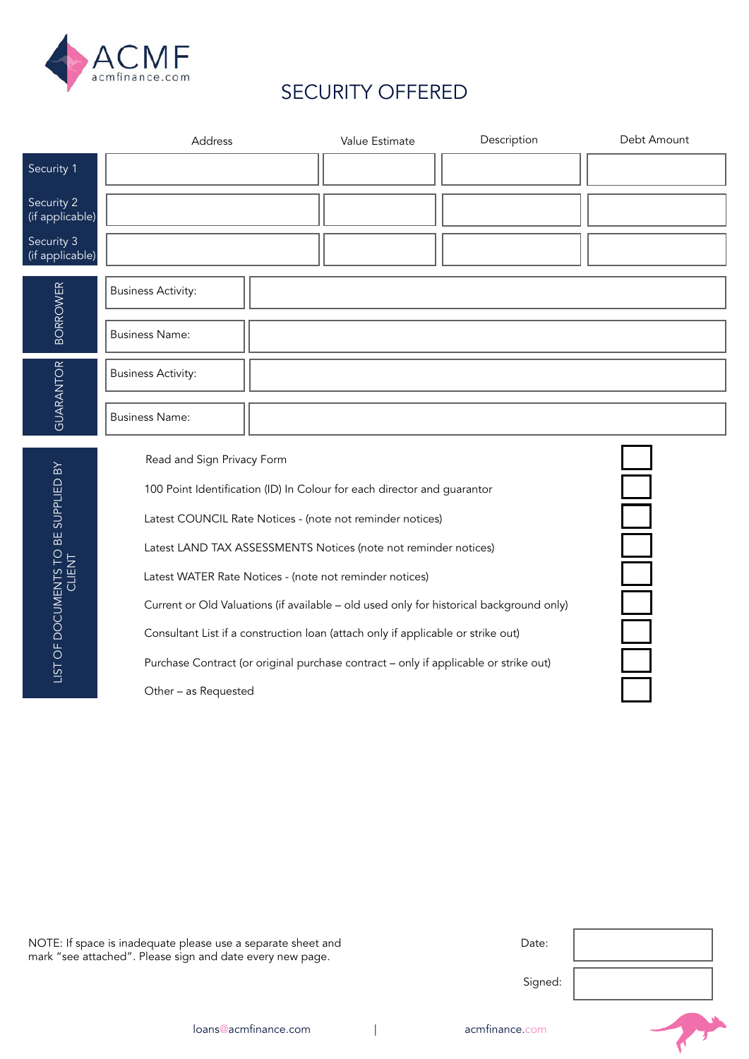ACMF
acmfinance.com

# SECURITY OFFERED

| | Address | Value Estimate | Description | Debt Amount |
|---|---|---|---|---|
| Security 1 | | | | |
| Security 2 (if applicable) | | | | |
| Security 3 (if applicable) | | | | |

| BORROWER | |
|---|---|
| Business Activity: | |
| Business Name: | |

| GUARANTOR | |
|---|---|
| Business Activity: | |
| Business Name: | |

## LIST OF DOCUMENTS TO BE SUPPLIED BY CLIENT

- [ ] Read and Sign Privacy Form
- [ ] 100 Point Identification (ID) In Colour for each director and guarantor
- [ ] Latest COUNCIL Rate Notices - (note not reminder notices)
- [ ] Latest LAND TAX ASSESSMENTS Notices (note not reminder notices)
- [ ] Latest WATER Rate Notices - (note not reminder notices)
- [ ] Current or Old Valuations (if available – old used only for historical background only)
- [ ] Consultant List if a construction loan (attach only if applicable or strike out)
- [ ] Purchase Contract (or original purchase contract – only if applicable or strike out)
- [ ] Other – as Requested

NOTE: If space is inadequate please use a separate sheet and mark "see attached". Please sign and date every new page.

Date:

Signed:

loans@acmfinance.com | acmfinance.com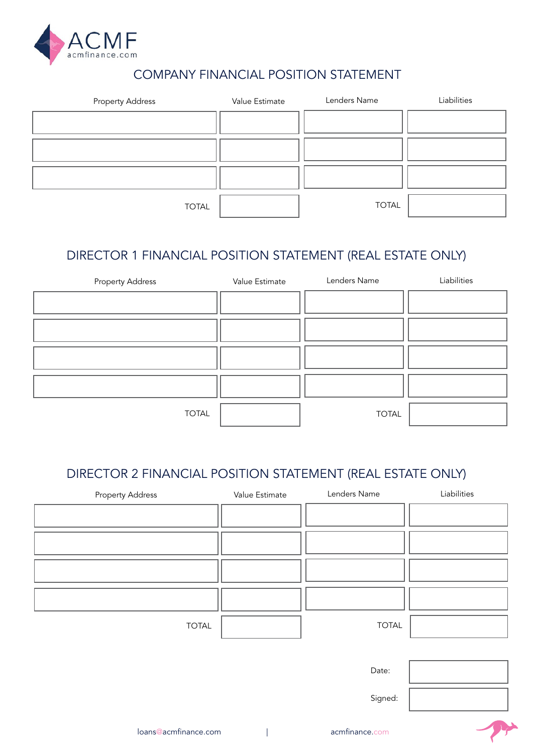ACMF
acmfinance.com

## COMPANY FINANCIAL POSITION STATEMENT

| Property Address | Value Estimate | Lenders Name | Liabilities |
|---|---|---|---|
| | | | |
| | | | |
| | | | |
| TOTAL | | TOTAL | |

## DIRECTOR 1 FINANCIAL POSITION STATEMENT (REAL ESTATE ONLY)

| Property Address | Value Estimate | Lenders Name | Liabilities |
|---|---|---|---|
| | | | |
| | | | |
| | | | |
| | | | |
| TOTAL | | TOTAL | |

## DIRECTOR 2 FINANCIAL POSITION STATEMENT (REAL ESTATE ONLY)

| Property Address | Value Estimate | Lenders Name | Liabilities |
|---|---|---|---|
| | | | |
| | | | |
| | | | |
| | | | |
| TOTAL | | TOTAL | |

Date:

Signed:

loans@acmfinance.com | acmfinance.com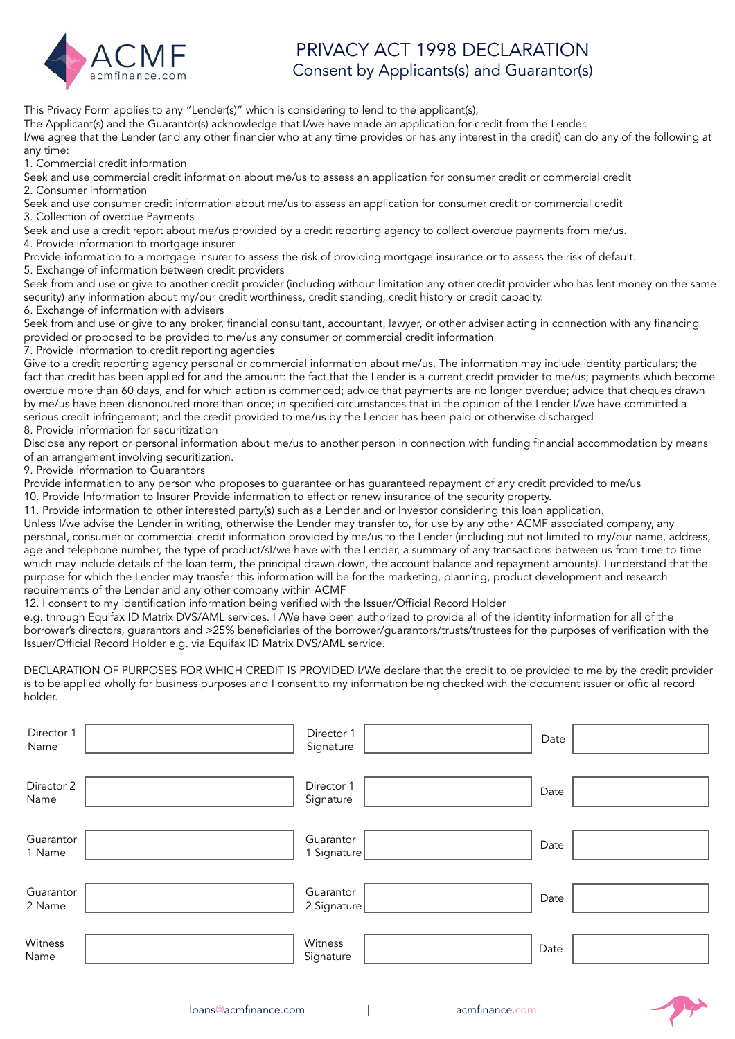ACMF
acmfinance.com

# PRIVACY ACT 1998 DECLARATION
## Consent by Applicants(s) and Guarantor(s)

This Privacy Form applies to any "Lender(s)" which is considering to lend to the applicant(s);
The Applicant(s) and the Guarantor(s) acknowledge that I/we have made an application for credit from the Lender.
I/we agree that the Lender (and any other financier who at any time provides or has any interest in the credit) can do any of the following at any time:

1. Commercial credit information
Seek and use commercial credit information about me/us to assess an application for consumer credit or commercial credit
2. Consumer information
Seek and use consumer credit information about me/us to assess an application for consumer credit or commercial credit
3. Collection of overdue Payments
Seek and use a credit report about me/us provided by a credit reporting agency to collect overdue payments from me/us.
4. Provide information to mortgage insurer
Provide information to a mortgage insurer to assess the risk of providing mortgage insurance or to assess the risk of default.
5. Exchange of information between credit providers
Seek from and use or give to another credit provider (including without limitation any other credit provider who has lent money on the same security) any information about my/our credit worthiness, credit standing, credit history or credit capacity.
6. Exchange of information with advisers
Seek from and use or give to any broker, financial consultant, accountant, lawyer, or other adviser acting in connection with any financing provided or proposed to be provided to me/us any consumer or commercial credit information
7. Provide information to credit reporting agencies
Give to a credit reporting agency personal or commercial information about me/us. The information may include identity particulars; the fact that credit has been applied for and the amount: the fact that the Lender is a current credit provider to me/us; payments which become overdue more than 60 days, and for which action is commenced; advice that payments are no longer overdue; advice that cheques drawn by me/us have been dishonoured more than once; in specified circumstances that in the opinion of the Lender I/we have committed a serious credit infringement; and the credit provided to me/us by the Lender has been paid or otherwise discharged
8. Provide information for securitization
Disclose any report or personal information about me/us to another person in connection with funding financial accommodation by means of an arrangement involving securitization.
9. Provide information to Guarantors
Provide information to any person who proposes to guarantee or has guaranteed repayment of any credit provided to me/us
10. Provide Information to Insurer Provide information to effect or renew insurance of the security property.
11. Provide information to other interested party(s) such as a Lender and or Investor considering this loan application.
Unless I/we advise the Lender in writing, otherwise the Lender may transfer to, for use by any other ACMF associated company, any personal, consumer or commercial credit information provided by me/us to the Lender (including but not limited to my/our name, address, age and telephone number, the type of product/sl/we have with the Lender, a summary of any transactions between us from time to time which may include details of the loan term, the principal drawn down, the account balance and repayment amounts). I understand that the purpose for which the Lender may transfer this information will be for the marketing, planning, product development and research requirements of the Lender and any other company within ACMF
12. I consent to my identification information being verified with the Issuer/Official Record Holder
e.g. through Equifax ID Matrix DVS/AML services. I /We have been authorized to provide all of the identity information for all of the borrower's directors, guarantors and >25% beneficiaries of the borrower/guarantors/trusts/trustees for the purposes of verification with the Issuer/Official Record Holder e.g. via Equifax ID Matrix DVS/AML service.

DECLARATION OF PURPOSES FOR WHICH CREDIT IS PROVIDED I/We declare that the credit to be provided to me by the credit provider is to be applied wholly for business purposes and I consent to my information being checked with the document issuer or official record holder.

| | | | | | |
|---|---|---|---|---|---|
| Director 1 Name | | Director 1 Signature | | Date | |
| Director 2 Name | | Director 1 Signature | | Date | |
| Guarantor 1 Name | | Guarantor 1 Signature | | Date | |
| Guarantor 2 Name | | Guarantor 2 Signature | | Date | |
| Witness Name | | Witness Signature | | Date | |

loans@acmfinance.com | acmfinance.com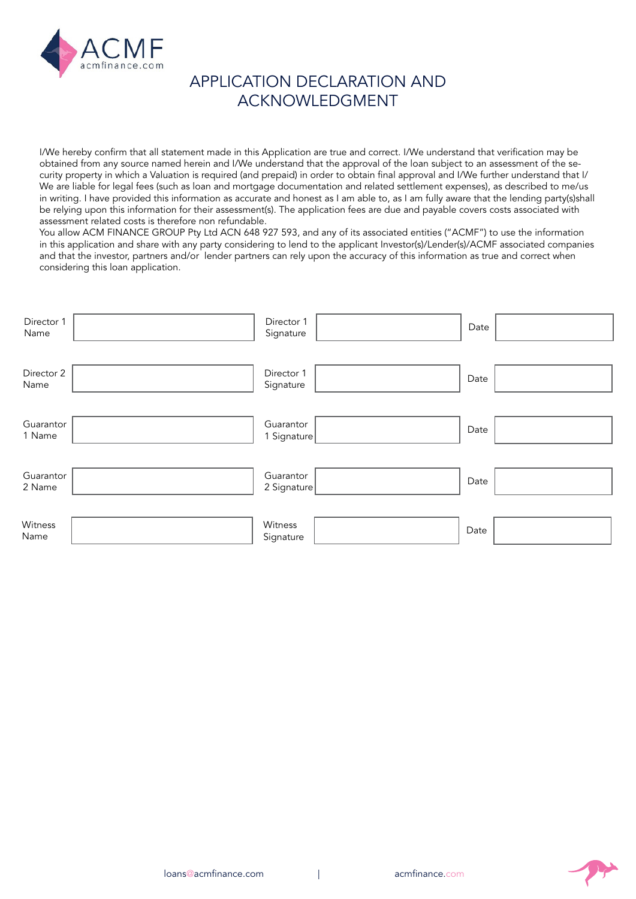# APPLICATION DECLARATION AND ACKNOWLEDGMENT

I/We hereby confirm that all statement made in this Application are true and correct. I/We understand that verification may be obtained from any source named herein and I/We understand that the approval of the loan subject to an assessment of the security property in which a Valuation is required (and prepaid) in order to obtain final approval and I/We further understand that I/We are liable for legal fees (such as loan and mortgage documentation and related settlement expenses), as described to me/us in writing. I have provided this information as accurate and honest as I am able to, as I am fully aware that the lending party(s)shall be relying upon this information for their assessment(s). The application fees are due and payable covers costs associated with assessment related costs is therefore non refundable.

You allow ACM FINANCE GROUP Pty Ltd ACN 648 927 593, and any of its associated entities ("ACMF") to use the information in this application and share with any party considering to lend to the applicant Investor(s)/Lender(s)/ACMF associated companies and that the investor, partners and/or lender partners can rely upon the accuracy of this information as true and correct when considering this loan application.

| | | | | | |
|---|---|---|---|---|---|
| Director 1 Name | | Director 1 Signature | | Date | |
| Director 2 Name | | Director 1 Signature | | Date | |
| Guarantor 1 Name | | Guarantor 1 Signature | | Date | |
| Guarantor 2 Name | | Guarantor 2 Signature | | Date | |
| Witness Name | | Witness Signature | | Date | |

loans@acmfinance.com | acmfinance.com